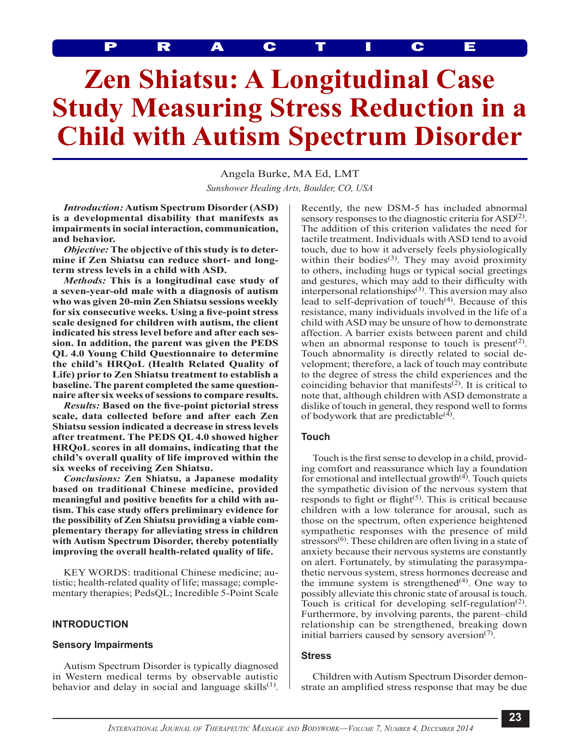PRACTICE

# Zen Shiatsu: A Longitudinal Case Study Measuring Stress Reduction in a Child with Autism Spectrum Disorder

Angela Burke, MA Ed, LMT

*Sunshower Healing Arts, Boulder, CO, USA*

***Introduction:*** **Autism Spectrum Disorder (ASD) is a developmental disability that manifests as impairments in social interaction, communication, and behavior.**

***Objective:*** **The objective of this study is to determine if Zen Shiatsu can reduce short- and long-term stress levels in a child with ASD.**

***Methods:*** **This is a longitudinal case study of a seven-year-old male with a diagnosis of autism who was given 20-min Zen Shiatsu sessions weekly for six consecutive weeks. Using a five-point stress scale designed for children with autism, the client indicated his stress level before and after each session. In addition, the parent was given the PEDS QL 4.0 Young Child Questionnaire to determine the child's HRQoL (Health Related Quality of Life) prior to Zen Shiatsu treatment to establish a baseline. The parent completed the same questionnaire after six weeks of sessions to compare results.**

***Results:*** **Based on the five-point pictorial stress scale, data collected before and after each Zen Shiatsu session indicated a decrease in stress levels after treatment. The PEDS QL 4.0 showed higher HRQoL scores in all domains, indicating that the child's overall quality of life improved within the six weeks of receiving Zen Shiatsu.**

***Conclusions:*** **Zen Shiatsu, a Japanese modality based on traditional Chinese medicine, provided meaningful and positive benefits for a child with autism. This case study offers preliminary evidence for the possibility of Zen Shiatsu providing a viable complementary therapy for alleviating stress in children with Autism Spectrum Disorder, thereby potentially improving the overall health-related quality of life.**

KEY WORDS: traditional Chinese medicine; autistic; health-related quality of life; massage; complementary therapies; PedsQL; Incredible 5-Point Scale

## INTRODUCTION

### Sensory Impairments

Autism Spectrum Disorder is typically diagnosed in Western medical terms by observable autistic behavior and delay in social and language skills[1]. Recently, the new DSM-5 has included abnormal sensory responses to the diagnostic criteria for ASD[2]. The addition of this criterion validates the need for tactile treatment. Individuals with ASD tend to avoid touch, due to how it adversely feels physiologically within their bodies[3]. They may avoid proximity to others, including hugs or typical social greetings and gestures, which may add to their difficulty with interpersonal relationships[3]. This aversion may also lead to self-deprivation of touch[4]. Because of this resistance, many individuals involved in the life of a child with ASD may be unsure of how to demonstrate affection. A barrier exists between parent and child when an abnormal response to touch is present[2]. Touch abnormality is directly related to social development; therefore, a lack of touch may contribute to the degree of stress the child experiences and the coinciding behavior that manifests[2]. It is critical to note that, although children with ASD demonstrate a dislike of touch in general, they respond well to forms of bodywork that are predictable[4].

### Touch

Touch is the first sense to develop in a child, providing comfort and reassurance which lay a foundation for emotional and intellectual growth[4]. Touch quiets the sympathetic division of the nervous system that responds to fight or flight[5]. This is critical because children with a low tolerance for arousal, such as those on the spectrum, often experience heightened sympathetic responses with the presence of mild stressors[6]. These children are often living in a state of anxiety because their nervous systems are constantly on alert. Fortunately, by stimulating the parasympathetic nervous system, stress hormones decrease and the immune system is strengthened[4]. One way to possibly alleviate this chronic state of arousal is touch. Touch is critical for developing self-regulation[2]. Furthermore, by involving parents, the parent–child relationship can be strengthened, breaking down initial barriers caused by sensory aversion[7].

### Stress

Children with Autism Spectrum Disorder demonstrate an amplified stress response that may be due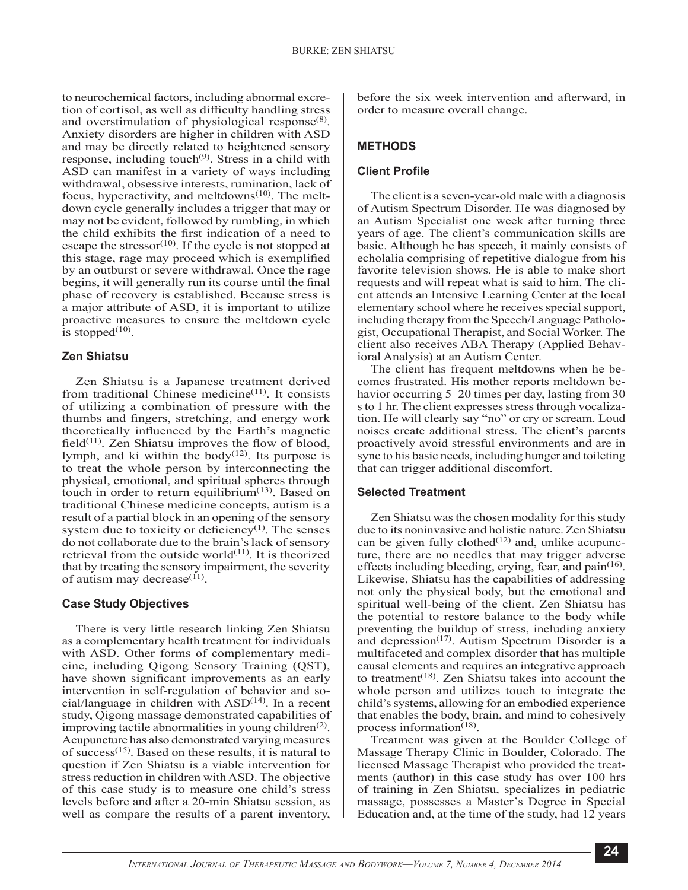to neurochemical factors, including abnormal excretion of cortisol, as well as difficulty handling stress and overstimulation of physiological response[8]. Anxiety disorders are higher in children with ASD and may be directly related to heightened sensory response, including touch[9]. Stress in a child with ASD can manifest in a variety of ways including withdrawal, obsessive interests, rumination, lack of focus, hyperactivity, and meltdowns[10]. The meltdown cycle generally includes a trigger that may or may not be evident, followed by rumbling, in which the child exhibits the first indication of a need to escape the stressor[10]. If the cycle is not stopped at this stage, rage may proceed which is exemplified by an outburst or severe withdrawal. Once the rage begins, it will generally run its course until the final phase of recovery is established. Because stress is a major attribute of ASD, it is important to utilize proactive measures to ensure the meltdown cycle is stopped[10].

### Zen Shiatsu

Zen Shiatsu is a Japanese treatment derived from traditional Chinese medicine[11]. It consists of utilizing a combination of pressure with the thumbs and fingers, stretching, and energy work theoretically influenced by the Earth's magnetic field[11]. Zen Shiatsu improves the flow of blood, lymph, and ki within the body[12]. Its purpose is to treat the whole person by interconnecting the physical, emotional, and spiritual spheres through touch in order to return equilibrium[13]. Based on traditional Chinese medicine concepts, autism is a result of a partial block in an opening of the sensory system due to toxicity or deficiency[1]. The senses do not collaborate due to the brain's lack of sensory retrieval from the outside world[11]. It is theorized that by treating the sensory impairment, the severity of autism may decrease[11].

### Case Study Objectives

There is very little research linking Zen Shiatsu as a complementary health treatment for individuals with ASD. Other forms of complementary medicine, including Qigong Sensory Training (QST), have shown significant improvements as an early intervention in self-regulation of behavior and social/language in children with ASD[14]. In a recent study, Qigong massage demonstrated capabilities of improving tactile abnormalities in young children[2]. Acupuncture has also demonstrated varying measures of success[15]. Based on these results, it is natural to question if Zen Shiatsu is a viable intervention for stress reduction in children with ASD. The objective of this case study is to measure one child's stress levels before and after a 20-min Shiatsu session, as well as compare the results of a parent inventory, before the six week intervention and afterward, in order to measure overall change.

## METHODS

### Client Profile

The client is a seven-year-old male with a diagnosis of Autism Spectrum Disorder. He was diagnosed by an Autism Specialist one week after turning three years of age. The client's communication skills are basic. Although he has speech, it mainly consists of echolalia comprising of repetitive dialogue from his favorite television shows. He is able to make short requests and will repeat what is said to him. The client attends an Intensive Learning Center at the local elementary school where he receives special support, including therapy from the Speech/Language Pathologist, Occupational Therapist, and Social Worker. The client also receives ABA Therapy (Applied Behavioral Analysis) at an Autism Center.

The client has frequent meltdowns when he becomes frustrated. His mother reports meltdown behavior occurring 5–20 times per day, lasting from 30 s to 1 hr. The client expresses stress through vocalization. He will clearly say "no" or cry or scream. Loud noises create additional stress. The client's parents proactively avoid stressful environments and are in sync to his basic needs, including hunger and toileting that can trigger additional discomfort.

### Selected Treatment

Zen Shiatsu was the chosen modality for this study due to its noninvasive and holistic nature. Zen Shiatsu can be given fully clothed[12] and, unlike acupuncture, there are no needles that may trigger adverse effects including bleeding, crying, fear, and pain[16]. Likewise, Shiatsu has the capabilities of addressing not only the physical body, but the emotional and spiritual well-being of the client. Zen Shiatsu has the potential to restore balance to the body while preventing the buildup of stress, including anxiety and depression[17]. Autism Spectrum Disorder is a multifaceted and complex disorder that has multiple causal elements and requires an integrative approach to treatment[18]. Zen Shiatsu takes into account the whole person and utilizes touch to integrate the child's systems, allowing for an embodied experience that enables the body, brain, and mind to cohesively process information[18].

Treatment was given at the Boulder College of Massage Therapy Clinic in Boulder, Colorado. The licensed Massage Therapist who provided the treatments (author) in this case study has over 100 hrs of training in Zen Shiatsu, specializes in pediatric massage, possesses a Master's Degree in Special Education and, at the time of the study, had 12 years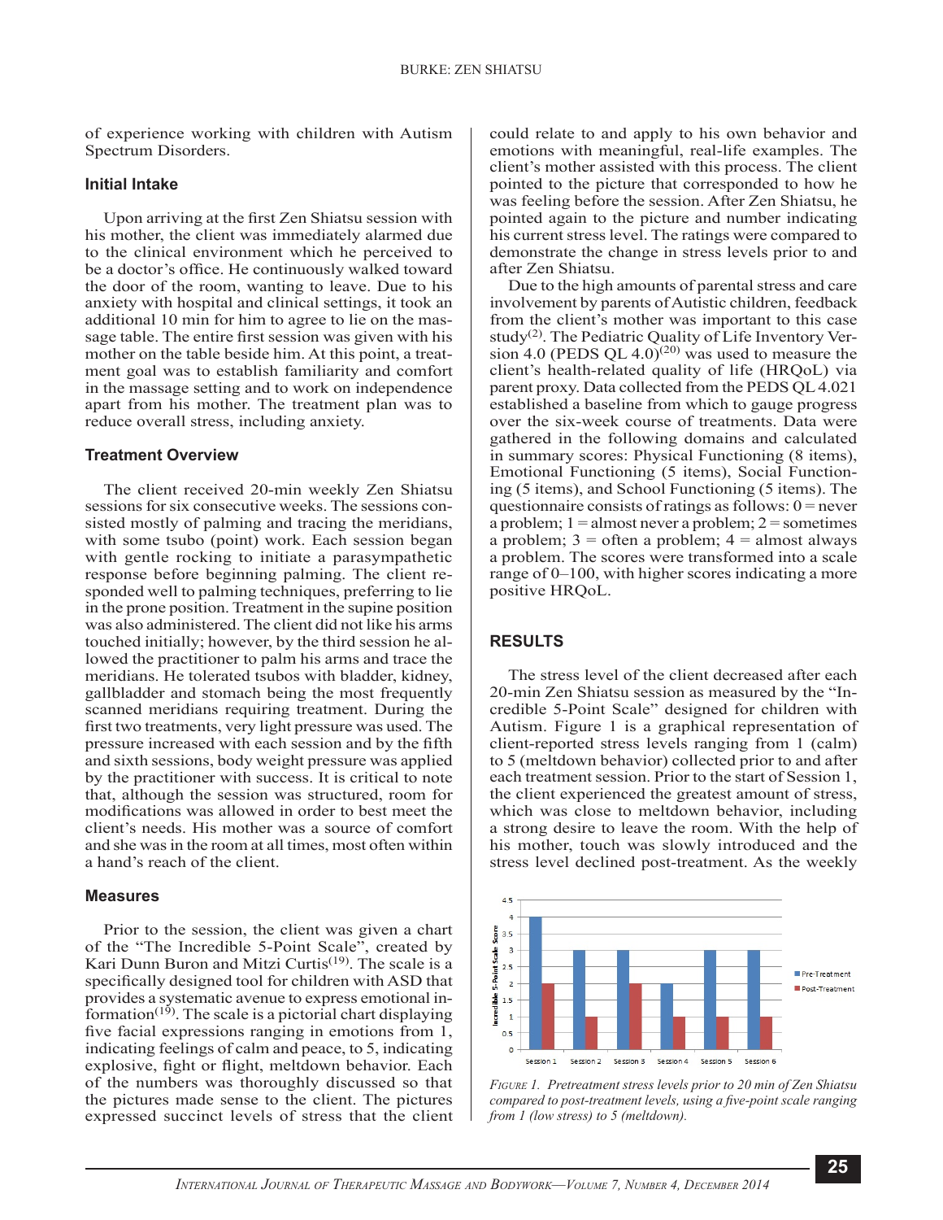of experience working with children with Autism Spectrum Disorders.

### Initial Intake

Upon arriving at the first Zen Shiatsu session with his mother, the client was immediately alarmed due to the clinical environment which he perceived to be a doctor's office. He continuously walked toward the door of the room, wanting to leave. Due to his anxiety with hospital and clinical settings, it took an additional 10 min for him to agree to lie on the massage table. The entire first session was given with his mother on the table beside him. At this point, a treatment goal was to establish familiarity and comfort in the massage setting and to work on independence apart from his mother. The treatment plan was to reduce overall stress, including anxiety.

### Treatment Overview

The client received 20-min weekly Zen Shiatsu sessions for six consecutive weeks. The sessions consisted mostly of palming and tracing the meridians, with some tsubo (point) work. Each session began with gentle rocking to initiate a parasympathetic response before beginning palming. The client responded well to palming techniques, preferring to lie in the prone position. Treatment in the supine position was also administered. The client did not like his arms touched initially; however, by the third session he allowed the practitioner to palm his arms and trace the meridians. He tolerated tsubos with bladder, kidney, gallbladder and stomach being the most frequently scanned meridians requiring treatment. During the first two treatments, very light pressure was used. The pressure increased with each session and by the fifth and sixth sessions, body weight pressure was applied by the practitioner with success. It is critical to note that, although the session was structured, room for modifications was allowed in order to best meet the client's needs. His mother was a source of comfort and she was in the room at all times, most often within a hand's reach of the client.

### Measures

Prior to the session, the client was given a chart of the "The Incredible 5-Point Scale", created by Kari Dunn Buron and Mitzi Curtis[19]. The scale is a specifically designed tool for children with ASD that provides a systematic avenue to express emotional information[19]. The scale is a pictorial chart displaying five facial expressions ranging in emotions from 1, indicating feelings of calm and peace, to 5, indicating explosive, fight or flight, meltdown behavior. Each of the numbers was thoroughly discussed so that the pictures made sense to the client. The pictures expressed succinct levels of stress that the client could relate to and apply to his own behavior and emotions with meaningful, real-life examples. The client's mother assisted with this process. The client pointed to the picture that corresponded to how he was feeling before the session. After Zen Shiatsu, he pointed again to the picture and number indicating his current stress level. The ratings were compared to demonstrate the change in stress levels prior to and after Zen Shiatsu.

Due to the high amounts of parental stress and care involvement by parents of Autistic children, feedback from the client's mother was important to this case study[2]. The Pediatric Quality of Life Inventory Version 4.0 (PEDS QL 4.0)[20] was used to measure the client's health-related quality of life (HRQoL) via parent proxy. Data collected from the PEDS QL 4.021 established a baseline from which to gauge progress over the six-week course of treatments. Data were gathered in the following domains and calculated in summary scores: Physical Functioning (8 items), Emotional Functioning (5 items), Social Functioning (5 items), and School Functioning (5 items). The questionnaire consists of ratings as follows: 0 = never a problem; 1 = almost never a problem; 2 = sometimes a problem; 3 = often a problem; 4 = almost always a problem. The scores were transformed into a scale range of 0–100, with higher scores indicating a more positive HRQoL.

## RESULTS

The stress level of the client decreased after each 20-min Zen Shiatsu session as measured by the "Incredible 5-Point Scale" designed for children with Autism. Figure 1 is a graphical representation of client-reported stress levels ranging from 1 (calm) to 5 (meltdown behavior) collected prior to and after each treatment session. Prior to the start of Session 1, the client experienced the greatest amount of stress, which was close to meltdown behavior, including a strong desire to leave the room. With the help of his mother, touch was slowly introduced and the stress level declined post-treatment. As the weekly

| | Session 1 | Session 2 | Session 3 | Session 4 | Session 5 | Session 6 |
|---|---|---|---|---|---|---|
| Pre-Treatment | 4 | 3 | 3 | 2 | 3 | 3 |
| Post-Treatment | 2 | 1 | 2 | 1 | 1 | 1 |

*Figure 1. Pretreatment stress levels prior to 20 min of Zen Shiatsu compared to post-treatment levels, using a five-point scale ranging from 1 (low stress) to 5 (meltdown).*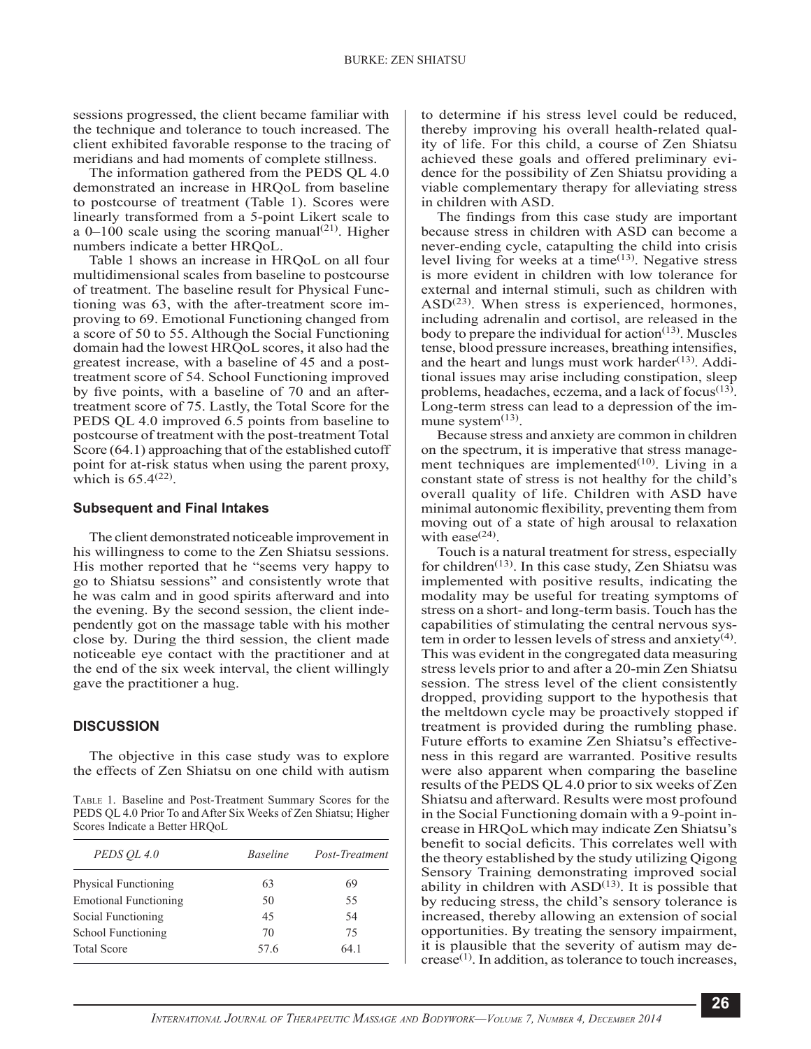sessions progressed, the client became familiar with the technique and tolerance to touch increased. The client exhibited favorable response to the tracing of meridians and had moments of complete stillness.

The information gathered from the PEDS QL 4.0 demonstrated an increase in HRQoL from baseline to postcourse of treatment (Table 1). Scores were linearly transformed from a 5-point Likert scale to a 0–100 scale using the scoring manual[21]. Higher numbers indicate a better HRQoL.

Table 1 shows an increase in HRQoL on all four multidimensional scales from baseline to postcourse of treatment. The baseline result for Physical Functioning was 63, with the after-treatment score improving to 69. Emotional Functioning changed from a score of 50 to 55. Although the Social Functioning domain had the lowest HRQoL scores, it also had the greatest increase, with a baseline of 45 and a post-treatment score of 54. School Functioning improved by five points, with a baseline of 70 and an after-treatment score of 75. Lastly, the Total Score for the PEDS QL 4.0 improved 6.5 points from baseline to postcourse of treatment with the post-treatment Total Score (64.1) approaching that of the established cutoff point for at-risk status when using the parent proxy, which is 65.4[22].

### Subsequent and Final Intakes

The client demonstrated noticeable improvement in his willingness to come to the Zen Shiatsu sessions. His mother reported that he "seems very happy to go to Shiatsu sessions" and consistently wrote that he was calm and in good spirits afterward and into the evening. By the second session, the client independently got on the massage table with his mother close by. During the third session, the client made noticeable eye contact with the practitioner and at the end of the six week interval, the client willingly gave the practitioner a hug.

## DISCUSSION

The objective in this case study was to explore the effects of Zen Shiatsu on one child with autism to determine if his stress level could be reduced, thereby improving his overall health-related quality of life. For this child, a course of Zen Shiatsu achieved these goals and offered preliminary evidence for the possibility of Zen Shiatsu providing a viable complementary therapy for alleviating stress in children with ASD.

The findings from this case study are important because stress in children with ASD can become a never-ending cycle, catapulting the child into crisis level living for weeks at a time[13]. Negative stress is more evident in children with low tolerance for external and internal stimuli, such as children with ASD[23]. When stress is experienced, hormones, including adrenalin and cortisol, are released in the body to prepare the individual for action[13]. Muscles tense, blood pressure increases, breathing intensifies, and the heart and lungs must work harder[13]. Additional issues may arise including constipation, sleep problems, headaches, eczema, and a lack of focus[13]. Long-term stress can lead to a depression of the immune system[13].

Because stress and anxiety are common in children on the spectrum, it is imperative that stress management techniques are implemented[10]. Living in a constant state of stress is not healthy for the child's overall quality of life. Children with ASD have minimal autonomic flexibility, preventing them from moving out of a state of high arousal to relaxation with ease[24].

Touch is a natural treatment for stress, especially for children[13]. In this case study, Zen Shiatsu was implemented with positive results, indicating the modality may be useful for treating symptoms of stress on a short- and long-term basis. Touch has the capabilities of stimulating the central nervous system in order to lessen levels of stress and anxiety[4]. This was evident in the congregated data measuring stress levels prior to and after a 20-min Zen Shiatsu session. The stress level of the client consistently dropped, providing support to the hypothesis that the meltdown cycle may be proactively stopped if treatment is provided during the rumbling phase. Future efforts to examine Zen Shiatsu's effectiveness in this regard are warranted. Positive results were also apparent when comparing the baseline results of the PEDS QL 4.0 prior to six weeks of Zen Shiatsu and afterward. Results were most profound in the Social Functioning domain with a 9-point increase in HRQoL which may indicate Zen Shiatsu's benefit to social deficits. This correlates well with the theory established by the study utilizing Qigong Sensory Training demonstrating improved social ability in children with ASD[13]. It is possible that by reducing stress, the child's sensory tolerance is increased, thereby allowing an extension of social opportunities. By treating the sensory impairment, it is plausible that the severity of autism may decrease[1]. In addition, as tolerance to touch increases,

Table 1. Baseline and Post-Treatment Summary Scores for the PEDS QL 4.0 Prior To and After Six Weeks of Zen Shiatsu; Higher Scores Indicate a Better HRQoL

| *PEDS QL 4.0* | *Baseline* | *Post-Treatment* |
|---|---|---|
| Physical Functioning | 63 | 69 |
| Emotional Functioning | 50 | 55 |
| Social Functioning | 45 | 54 |
| School Functioning | 70 | 75 |
| Total Score | 57.6 | 64.1 |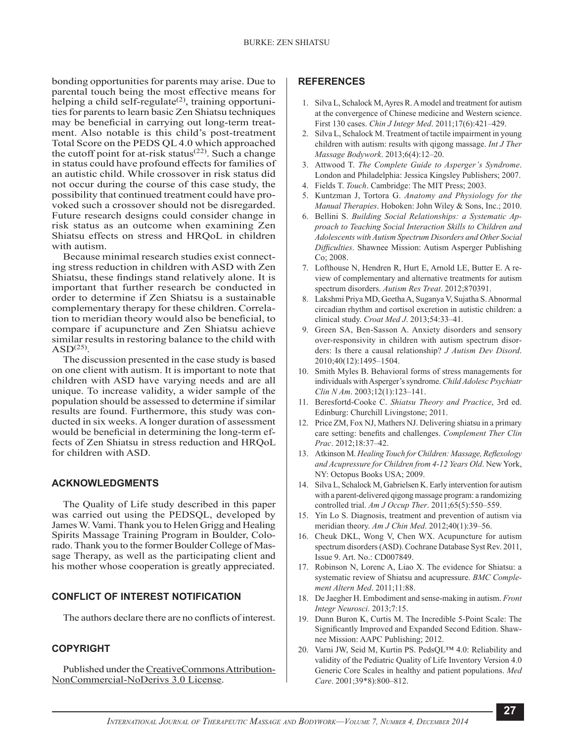bonding opportunities for parents may arise. Due to parental touch being the most effective means for helping a child self-regulate[2], training opportunities for parents to learn basic Zen Shiatsu techniques may be beneficial in carrying out long-term treatment. Also notable is this child's post-treatment Total Score on the PEDS QL 4.0 which approached the cutoff point for at-risk status[22]. Such a change in status could have profound effects for families of an autistic child. While crossover in risk status did not occur during the course of this case study, the possibility that continued treatment could have provoked such a crossover should not be disregarded. Future research designs could consider change in risk status as an outcome when examining Zen Shiatsu effects on stress and HRQoL in children with autism.

Because minimal research studies exist connecting stress reduction in children with ASD with Zen Shiatsu, these findings stand relatively alone. It is important that further research be conducted in order to determine if Zen Shiatsu is a sustainable complementary therapy for these children. Correlation to meridian theory would also be beneficial, to compare if acupuncture and Zen Shiatsu achieve similar results in restoring balance to the child with ASD[25].

The discussion presented in the case study is based on one client with autism. It is important to note that children with ASD have varying needs and are all unique. To increase validity, a wider sample of the population should be assessed to determine if similar results are found. Furthermore, this study was conducted in six weeks. A longer duration of assessment would be beneficial in determining the long-term effects of Zen Shiatsu in stress reduction and HRQoL for children with ASD.

## ACKNOWLEDGMENTS

The Quality of Life study described in this paper was carried out using the PEDSQL, developed by James W. Vami. Thank you to Helen Grigg and Healing Spirits Massage Training Program in Boulder, Colorado. Thank you to the former Boulder College of Massage Therapy, as well as the participating client and his mother whose cooperation is greatly appreciated.

## CONFLICT OF INTEREST NOTIFICATION

The authors declare there are no conflicts of interest.

## COPYRIGHT

Published under the CreativeCommons Attribution-NonCommercial-NoDerivs 3.0 License.

## REFERENCES

1. Silva L, Schalock M, Ayres R. A model and treatment for autism at the convergence of Chinese medicine and Western science. First 130 cases. *Chin J Integr Med*. 2011;17(6):421–429.
2. Silva L, Schalock M. Treatment of tactile impairment in young children with autism: results with qigong massage. *Int J Ther Massage Bodywork*. 2013;6(4):12–20.
3. Attwood T. *The Complete Guide to Asperger's Syndrome*. London and Philadelphia: Jessica Kingsley Publishers; 2007.
4. Fields T. *Touch*. Cambridge: The MIT Press; 2003.
5. Kuntzman J, Tortora G. *Anatomy and Physiology for the Manual Therapies*. Hoboken: John Wiley & Sons, Inc.; 2010.
6. Bellini S. *Building Social Relationships: a Systematic Approach to Teaching Social Interaction Skills to Children and Adolescents with Autism Spectrum Disorders and Other Social Difficulties*. Shawnee Mission: Autism Asperger Publishing Co; 2008.
7. Lofthouse N, Hendren R, Hurt E, Arnold LE, Butter E. A review of complementary and alternative treatments for autism spectrum disorders. *Autism Res Treat*. 2012;870391.
8. Lakshmi Priya MD, Geetha A, Suganya V, Sujatha S. Abnormal circadian rhythm and cortisol excretion in autistic children: a clinical study. *Croat Med J*. 2013;54:33–41.
9. Green SA, Ben-Sasson A. Anxiety disorders and sensory over-responsivity in children with autism spectrum disorders: Is there a causal relationship? *J Autism Dev Disord*. 2010;40(12):1495–1504.
10. Smith Myles B. Behavioral forms of stress managements for individuals with Asperger's syndrome. *Child Adolesc Psychiatr Clin N Am*. 2003;12(1):123–141.
11. Beresfortd-Cooke C. *Shiatsu Theory and Practice*, 3rd ed. Edinburg: Churchill Livingstone; 2011.
12. Price ZM, Fox NJ, Mathers NJ. Delivering shiatsu in a primary care setting: benefits and challenges. *Complement Ther Clin Prac*. 2012;18:37–42.
13. Atkinson M. *Healing Touch for Children: Massage, Reflexology and Acupressure for Children from 4-12 Years Old*. New York, NY: Octopus Books USA; 2009.
14. Silva L, Schalock M, Gabrielsen K. Early intervention for autism with a parent-delivered qigong massage program: a randomizing controlled trial. *Am J Occup Ther*. 2011;65(5):550–559.
15. Yin Lo S. Diagnosis, treatment and prevention of autism via meridian theory. *Am J Chin Med*. 2012;40(1):39–56.
16. Cheuk DKL, Wong V, Chen WX. Acupuncture for autism spectrum disorders (ASD). Cochrane Database Syst Rev. 2011, Issue 9. Art. No.: CD007849.
17. Robinson N, Lorenc A, Liao X. The evidence for Shiatsu: a systematic review of Shiatsu and acupressure. *BMC Complement Altern Med*. 2011;11:88.
18. De Jaegher H. Embodiment and sense-making in autism. *Front Integr Neurosci*. 2013;7:15.
19. Dunn Buron K, Curtis M. The Incredible 5-Point Scale: The Significantly Improved and Expanded Second Edition. Shawnee Mission: AAPC Publishing; 2012.
20. Varni JW, Seid M, Kurtin PS. PedsQL™ 4.0: Reliability and validity of the Pediatric Quality of Life Inventory Version 4.0 Generic Core Scales in healthy and patient populations. *Med Care*. 2001;39*8):800–812.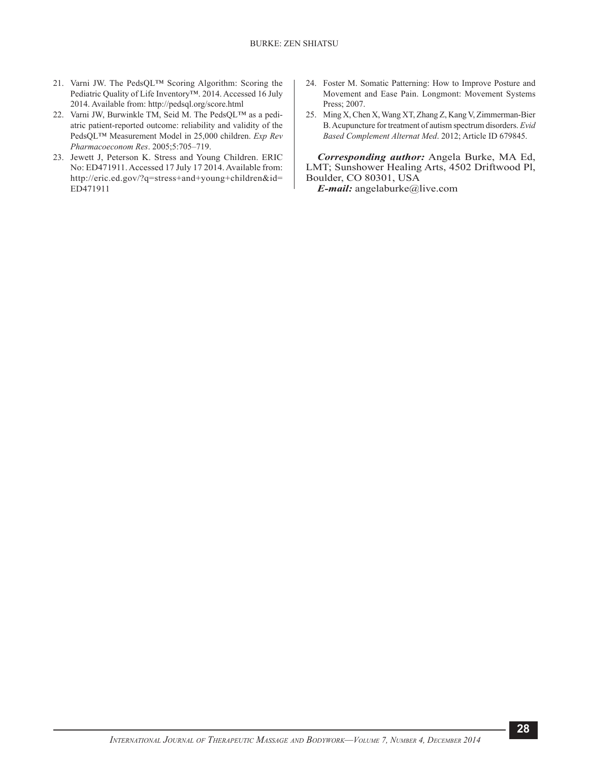21. Varni JW. The PedsQL™ Scoring Algorithm: Scoring the Pediatric Quality of Life Inventory™. 2014. Accessed 16 July 2014. Available from: http://pedsql.org/score.html
22. Varni JW, Burwinkle TM, Seid M. The PedsQL™ as a pediatric patient-reported outcome: reliability and validity of the PedsQL™ Measurement Model in 25,000 children. *Exp Rev Pharmacoeconom Res*. 2005;5:705–719.
23. Jewett J, Peterson K. Stress and Young Children. ERIC No: ED471911. Accessed 17 July 17 2014. Available from: http://eric.ed.gov/?q=stress+and+young+children&id=ED471911
24. Foster M. Somatic Patterning: How to Improve Posture and Movement and Ease Pain. Longmont: Movement Systems Press; 2007.
25. Ming X, Chen X, Wang XT, Zhang Z, Kang V, Zimmerman-Bier B. Acupuncture for treatment of autism spectrum disorders. *Evid Based Complement Alternat Med*. 2012; Article ID 679845.

***Corresponding author:*** Angela Burke, MA Ed, LMT; Sunshower Healing Arts, 4502 Driftwood Pl, Boulder, CO 80301, USA
***E-mail:*** angelaburke@live.com